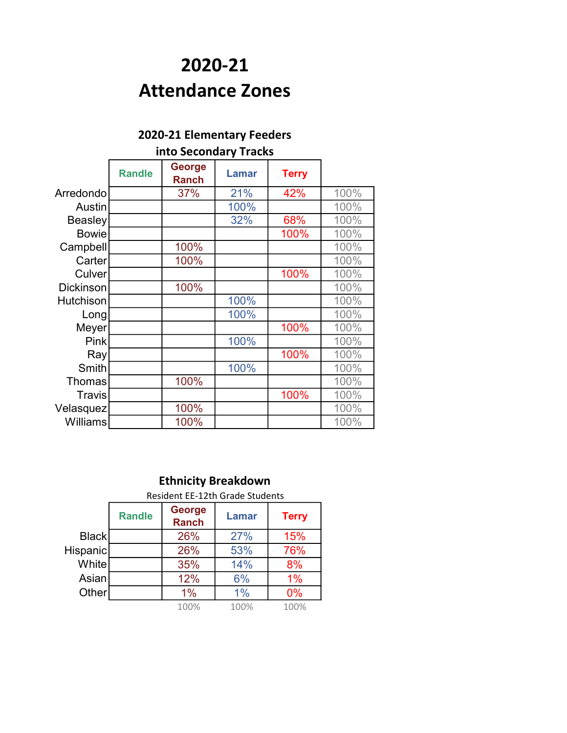# 2020-21 Attendance Zones

## 2020-21 Elementary Feeders into Secondary Tracks

| | Randle | George Ranch | Lamar | Terry | |
|---|---|---|---|---|---|
| Arredondo | | 37% | 21% | 42% | 100% |
| Austin | | | 100% | | 100% |
| Beasley | | | 32% | 68% | 100% |
| Bowie | | | | 100% | 100% |
| Campbell | | 100% | | | 100% |
| Carter | | 100% | | | 100% |
| Culver | | | | 100% | 100% |
| Dickinson | | 100% | | | 100% |
| Hutchison | | | 100% | | 100% |
| Long | | | 100% | | 100% |
| Meyer | | | | 100% | 100% |
| Pink | | | 100% | | 100% |
| Ray | | | | 100% | 100% |
| Smith | | | 100% | | 100% |
| Thomas | | 100% | | | 100% |
| Travis | | | | 100% | 100% |
| Velasquez | | 100% | | | 100% |
| Williams | | 100% | | | 100% |

## Ethnicity Breakdown

Resident EE-12th Grade Students

| | Randle | George Ranch | Lamar | Terry |
|---|---|---|---|---|
| Black | | 26% | 27% | 15% |
| Hispanic | | 26% | 53% | 76% |
| White | | 35% | 14% | 8% |
| Asian | | 12% | 6% | 1% |
| Other | | 1% | 1% | 0% |
| | | 100% | 100% | 100% |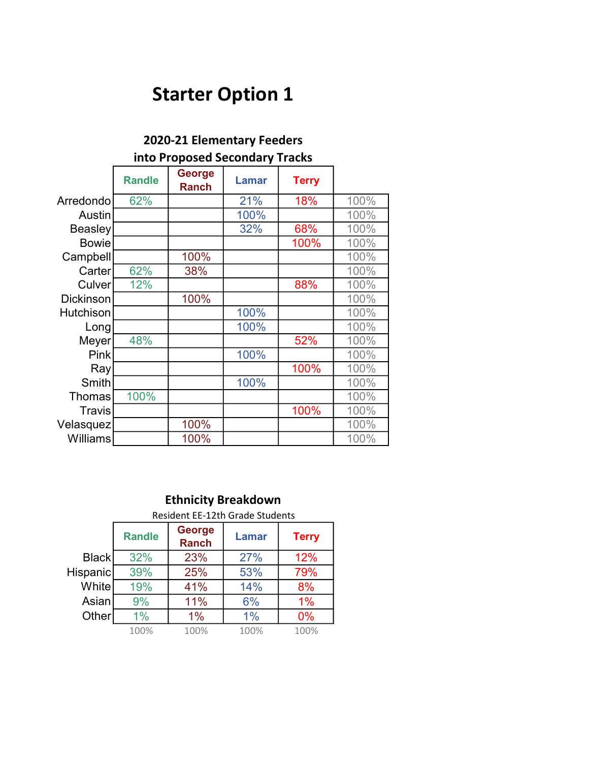# Starter Option 1

### 2020-21 Elementary Feeders into Proposed Secondary Tracks

| | Randle | George Ranch | Lamar | Terry | |
|---|---|---|---|---|---|
| Arredondo | 62% | | 21% | 18% | 100% |
| Austin | | | 100% | | 100% |
| Beasley | | | 32% | 68% | 100% |
| Bowie | | | | 100% | 100% |
| Campbell | | 100% | | | 100% |
| Carter | 62% | 38% | | | 100% |
| Culver | 12% | | | 88% | 100% |
| Dickinson | | 100% | | | 100% |
| Hutchison | | | 100% | | 100% |
| Long | | | 100% | | 100% |
| Meyer | 48% | | | 52% | 100% |
| Pink | | | 100% | | 100% |
| Ray | | | | 100% | 100% |
| Smith | | | 100% | | 100% |
| Thomas | 100% | | | | 100% |
| Travis | | | | 100% | 100% |
| Velasquez | | 100% | | | 100% |
| Williams | | 100% | | | 100% |

### Ethnicity Breakdown

Resident EE-12th Grade Students

| | Randle | George Ranch | Lamar | Terry |
|---|---|---|---|---|
| Black | 32% | 23% | 27% | 12% |
| Hispanic | 39% | 25% | 53% | 79% |
| White | 19% | 41% | 14% | 8% |
| Asian | 9% | 11% | 6% | 1% |
| Other | 1% | 1% | 1% | 0% |
| | 100% | 100% | 100% | 100% |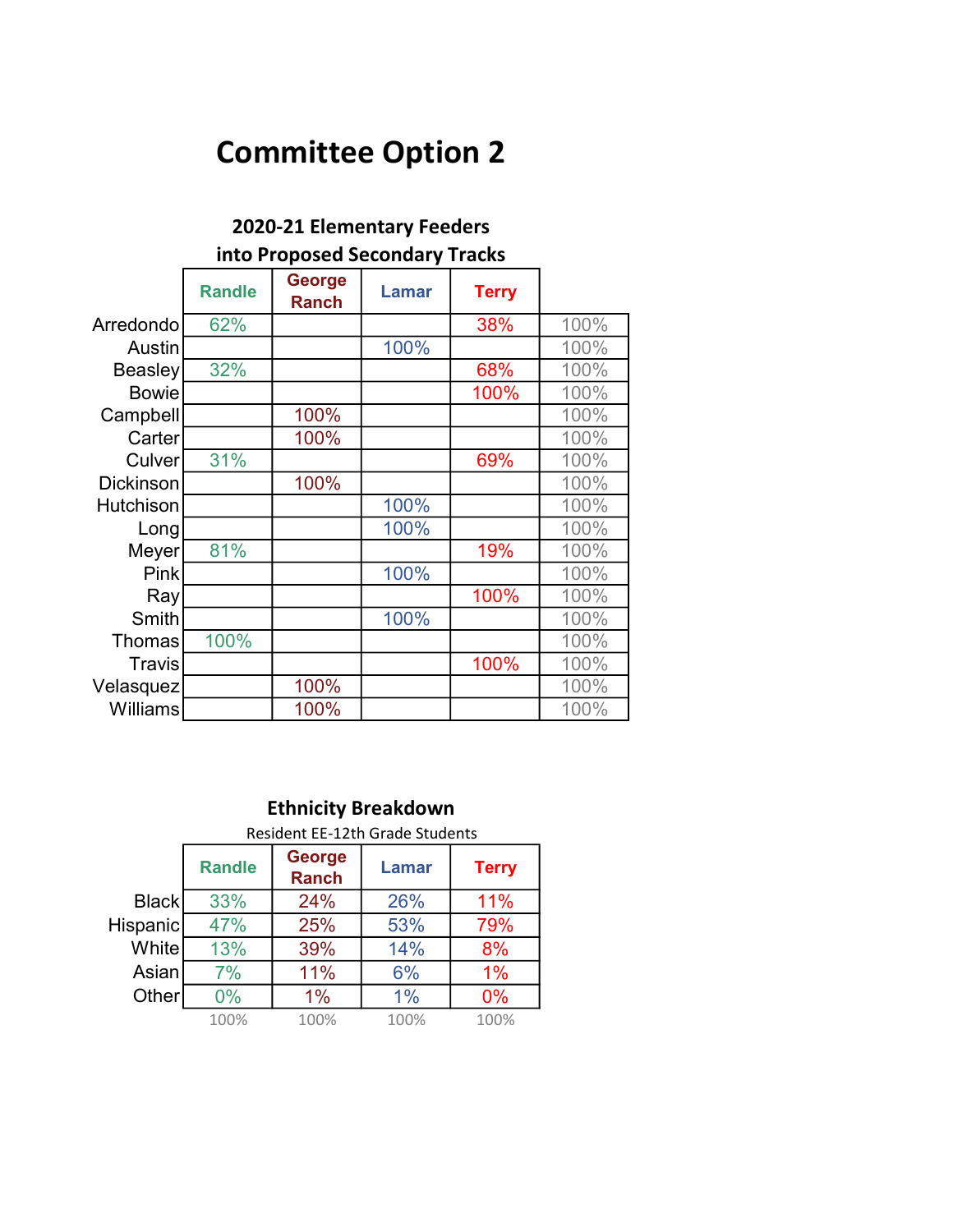# Committee Option 2

### 2020-21 Elementary Feeders into Proposed Secondary Tracks

| | Randle | George Ranch | Lamar | Terry | |
|---|---|---|---|---|---|
| Arredondo | 62% | | | 38% | 100% |
| Austin | | | 100% | | 100% |
| Beasley | 32% | | | 68% | 100% |
| Bowie | | | | 100% | 100% |
| Campbell | | 100% | | | 100% |
| Carter | | 100% | | | 100% |
| Culver | 31% | | | 69% | 100% |
| Dickinson | | 100% | | | 100% |
| Hutchison | | | 100% | | 100% |
| Long | | | 100% | | 100% |
| Meyer | 81% | | | 19% | 100% |
| Pink | | | 100% | | 100% |
| Ray | | | | 100% | 100% |
| Smith | | | 100% | | 100% |
| Thomas | 100% | | | | 100% |
| Travis | | | | 100% | 100% |
| Velasquez | | 100% | | | 100% |
| Williams | | 100% | | | 100% |

### Ethnicity Breakdown

Resident EE-12th Grade Students

| | Randle | George Ranch | Lamar | Terry |
|---|---|---|---|---|
| Black | 33% | 24% | 26% | 11% |
| Hispanic | 47% | 25% | 53% | 79% |
| White | 13% | 39% | 14% | 8% |
| Asian | 7% | 11% | 6% | 1% |
| Other | 0% | 1% | 1% | 0% |
| | 100% | 100% | 100% | 100% |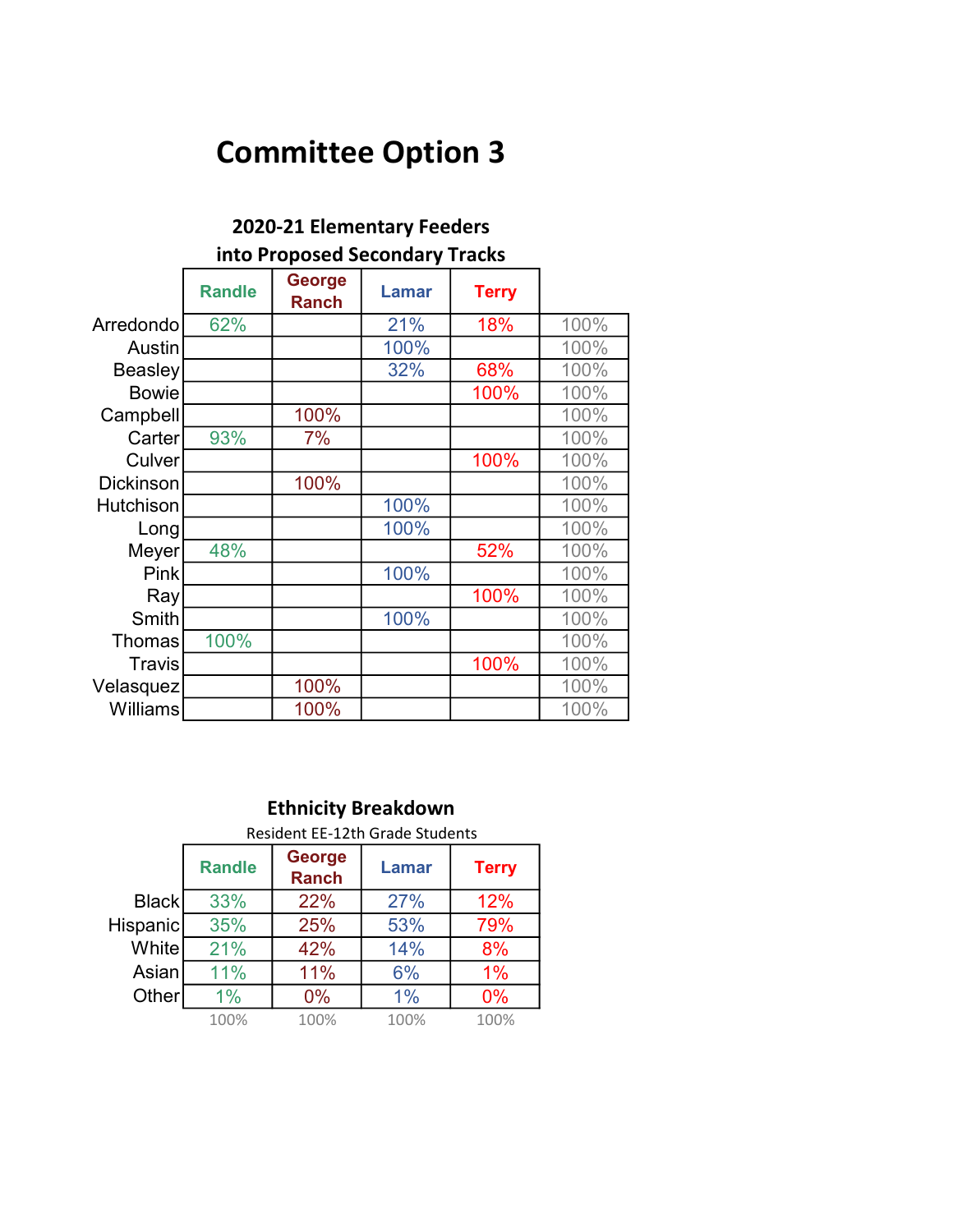# Committee Option 3

**2020-21 Elementary Feeders into Proposed Secondary Tracks**

| | Randle | George Ranch | Lamar | Terry | |
|---|---|---|---|---|---|
| Arredondo | 62% | | 21% | 18% | 100% |
| Austin | | | 100% | | 100% |
| Beasley | | | 32% | 68% | 100% |
| Bowie | | | | 100% | 100% |
| Campbell | | 100% | | | 100% |
| Carter | 93% | 7% | | | 100% |
| Culver | | | | 100% | 100% |
| Dickinson | | 100% | | | 100% |
| Hutchison | | | 100% | | 100% |
| Long | | | 100% | | 100% |
| Meyer | 48% | | | 52% | 100% |
| Pink | | | 100% | | 100% |
| Ray | | | | 100% | 100% |
| Smith | | | 100% | | 100% |
| Thomas | 100% | | | | 100% |
| Travis | | | | 100% | 100% |
| Velasquez | | 100% | | | 100% |
| Williams | | 100% | | | 100% |

**Ethnicity Breakdown**

Resident EE-12th Grade Students

| | Randle | George Ranch | Lamar | Terry |
|---|---|---|---|---|
| Black | 33% | 22% | 27% | 12% |
| Hispanic | 35% | 25% | 53% | 79% |
| White | 21% | 42% | 14% | 8% |
| Asian | 11% | 11% | 6% | 1% |
| Other | 1% | 0% | 1% | 0% |
| | 100% | 100% | 100% | 100% |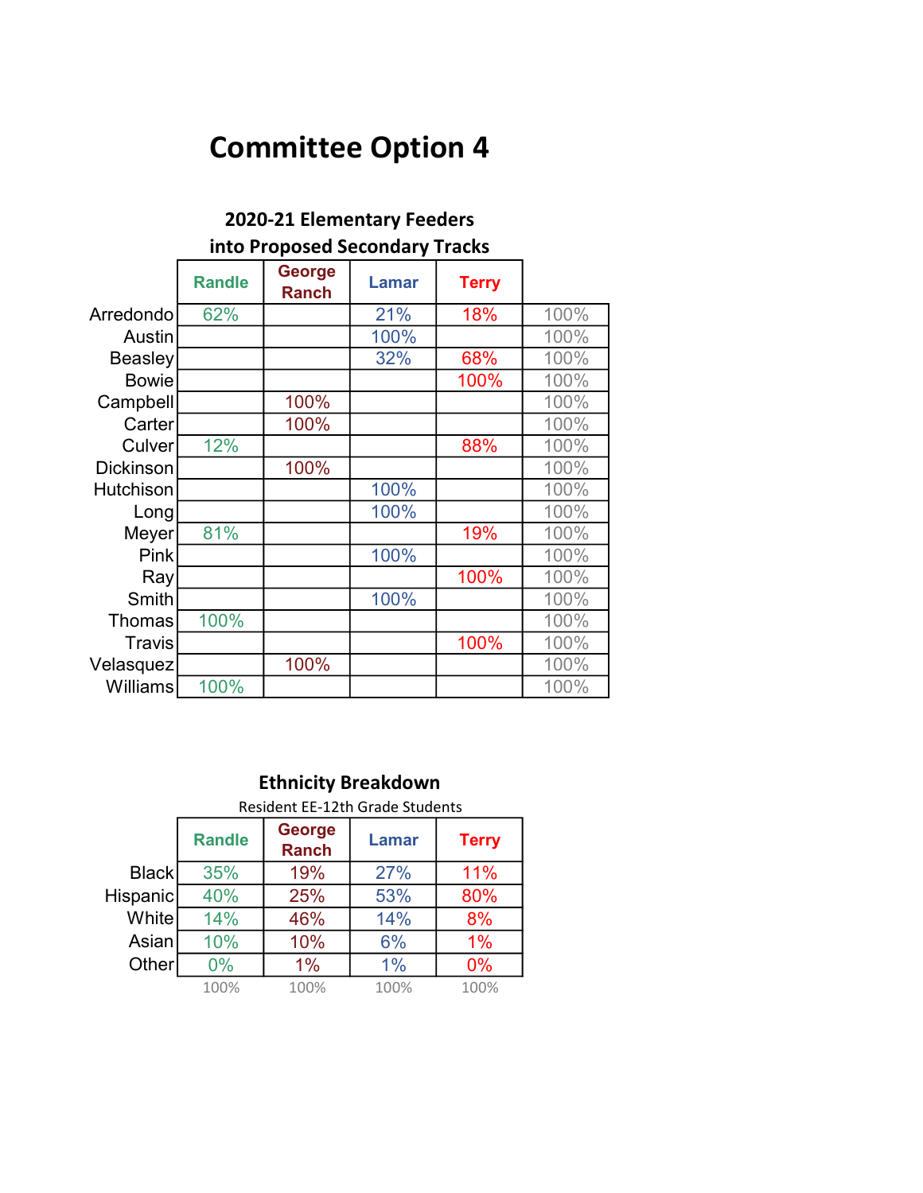# Committee Option 4

### 2020-21 Elementary Feeders into Proposed Secondary Tracks

| | Randle | George Ranch | Lamar | Terry | |
|---|---|---|---|---|---|
| Arredondo | 62% | | 21% | 18% | 100% |
| Austin | | | 100% | | 100% |
| Beasley | | | 32% | 68% | 100% |
| Bowie | | | | 100% | 100% |
| Campbell | | 100% | | | 100% |
| Carter | | 100% | | | 100% |
| Culver | 12% | | | 88% | 100% |
| Dickinson | | 100% | | | 100% |
| Hutchison | | | 100% | | 100% |
| Long | | | 100% | | 100% |
| Meyer | 81% | | | 19% | 100% |
| Pink | | | 100% | | 100% |
| Ray | | | | 100% | 100% |
| Smith | | | 100% | | 100% |
| Thomas | 100% | | | | 100% |
| Travis | | | | 100% | 100% |
| Velasquez | | 100% | | | 100% |
| Williams | 100% | | | | 100% |

### Ethnicity Breakdown

Resident EE-12th Grade Students

| | Randle | George Ranch | Lamar | Terry |
|---|---|---|---|---|
| Black | 35% | 19% | 27% | 11% |
| Hispanic | 40% | 25% | 53% | 80% |
| White | 14% | 46% | 14% | 8% |
| Asian | 10% | 10% | 6% | 1% |
| Other | 0% | 1% | 1% | 0% |
| | 100% | 100% | 100% | 100% |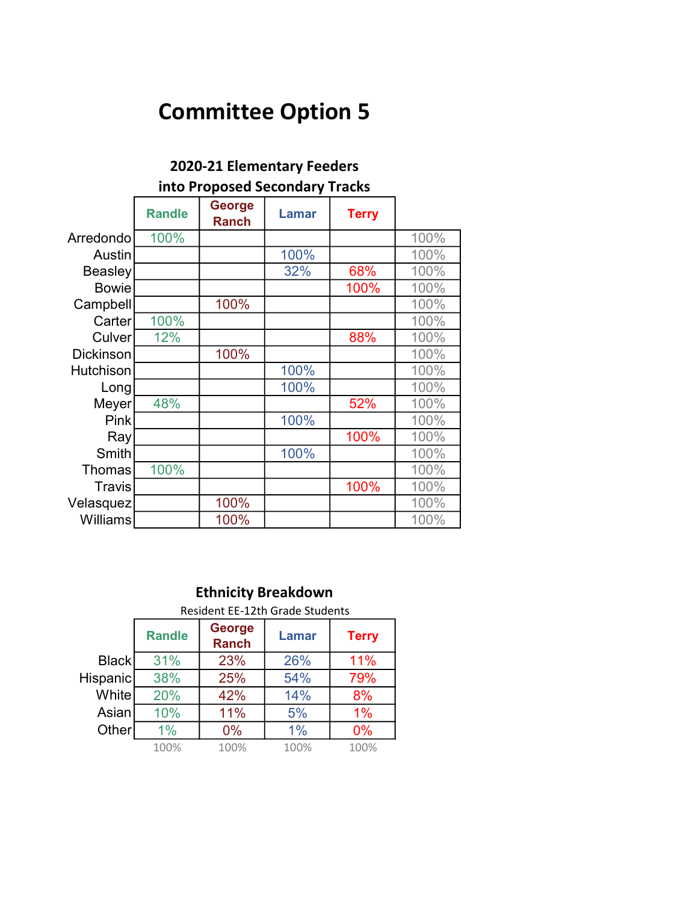# Committee Option 5

### 2020-21 Elementary Feeders into Proposed Secondary Tracks

| | Randle | George Ranch | Lamar | Terry | |
|---|---|---|---|---|---|
| Arredondo | 100% | | | | 100% |
| Austin | | | 100% | | 100% |
| Beasley | | | 32% | 68% | 100% |
| Bowie | | | | 100% | 100% |
| Campbell | | 100% | | | 100% |
| Carter | 100% | | | | 100% |
| Culver | 12% | | | 88% | 100% |
| Dickinson | | 100% | | | 100% |
| Hutchison | | | 100% | | 100% |
| Long | | | 100% | | 100% |
| Meyer | 48% | | | 52% | 100% |
| Pink | | | 100% | | 100% |
| Ray | | | | 100% | 100% |
| Smith | | | 100% | | 100% |
| Thomas | 100% | | | | 100% |
| Travis | | | | 100% | 100% |
| Velasquez | | 100% | | | 100% |
| Williams | | 100% | | | 100% |

### Ethnicity Breakdown

Resident EE-12th Grade Students

| | Randle | George Ranch | Lamar | Terry |
|---|---|---|---|---|
| Black | 31% | 23% | 26% | 11% |
| Hispanic | 38% | 25% | 54% | 79% |
| White | 20% | 42% | 14% | 8% |
| Asian | 10% | 11% | 5% | 1% |
| Other | 1% | 0% | 1% | 0% |
| | 100% | 100% | 100% | 100% |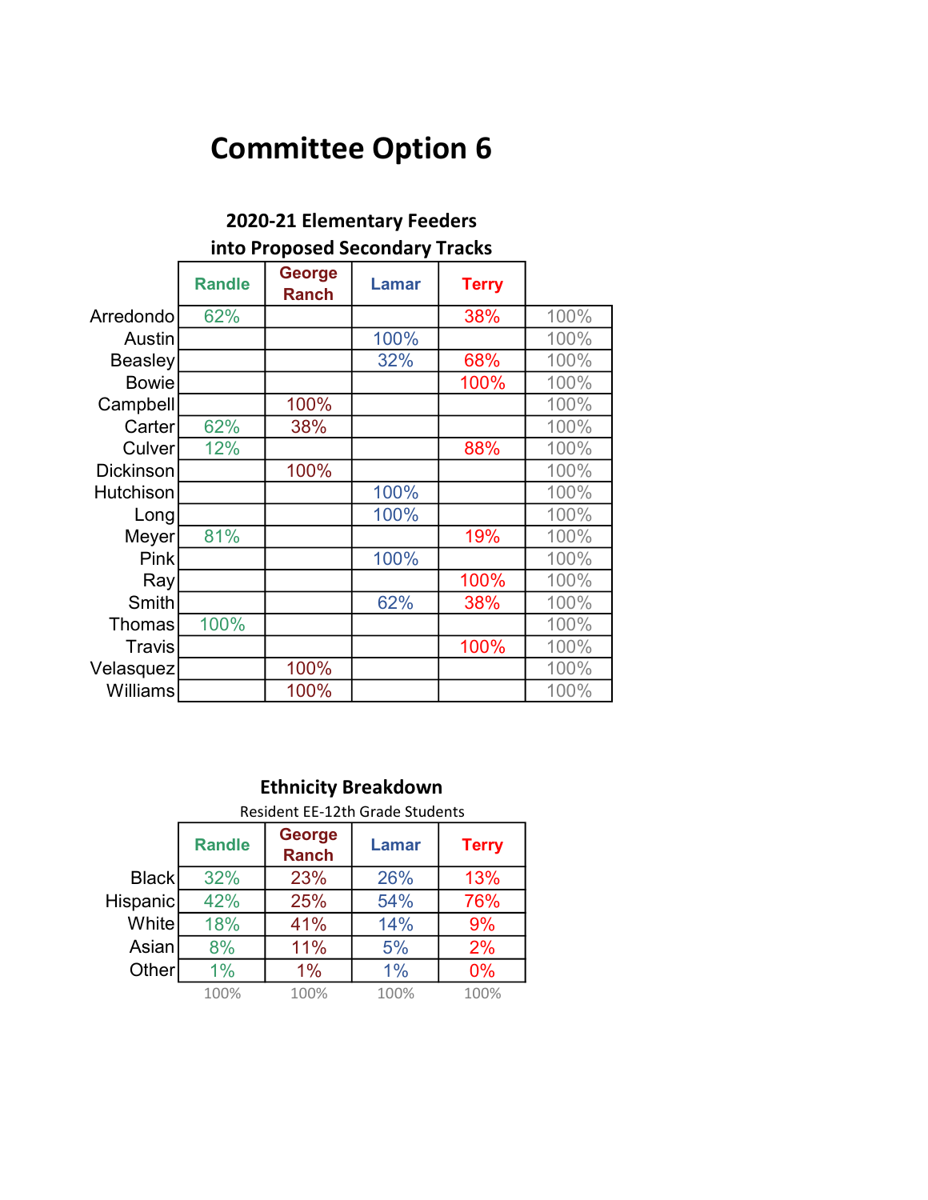# Committee Option 6

### 2020-21 Elementary Feeders into Proposed Secondary Tracks

| | Randle | George Ranch | Lamar | Terry | |
|---|---|---|---|---|---|
| Arredondo | 62% | | | 38% | 100% |
| Austin | | | 100% | | 100% |
| Beasley | | | 32% | 68% | 100% |
| Bowie | | | | 100% | 100% |
| Campbell | | 100% | | | 100% |
| Carter | 62% | 38% | | | 100% |
| Culver | 12% | | | 88% | 100% |
| Dickinson | | 100% | | | 100% |
| Hutchison | | | 100% | | 100% |
| Long | | | 100% | | 100% |
| Meyer | 81% | | | 19% | 100% |
| Pink | | | 100% | | 100% |
| Ray | | | | 100% | 100% |
| Smith | | | 62% | 38% | 100% |
| Thomas | 100% | | | | 100% |
| Travis | | | | 100% | 100% |
| Velasquez | | 100% | | | 100% |
| Williams | | 100% | | | 100% |

### Ethnicity Breakdown

Resident EE-12th Grade Students

| | Randle | George Ranch | Lamar | Terry |
|---|---|---|---|---|
| Black | 32% | 23% | 26% | 13% |
| Hispanic | 42% | 25% | 54% | 76% |
| White | 18% | 41% | 14% | 9% |
| Asian | 8% | 11% | 5% | 2% |
| Other | 1% | 1% | 1% | 0% |
| | 100% | 100% | 100% | 100% |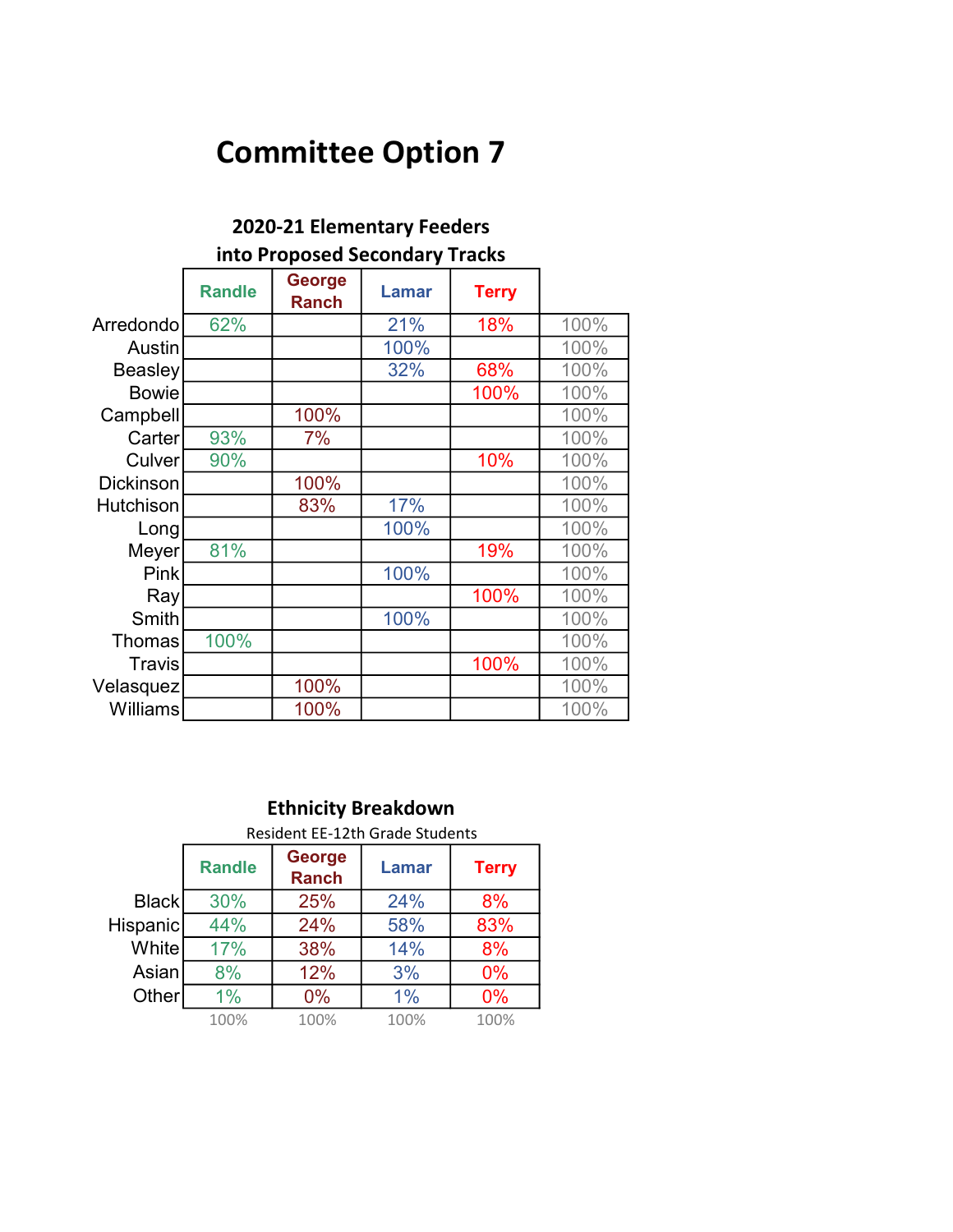# Committee Option 7

### 2020-21 Elementary Feeders into Proposed Secondary Tracks

| | Randle | George Ranch | Lamar | Terry | |
|---|---|---|---|---|---|
| Arredondo | 62% | | 21% | 18% | 100% |
| Austin | | | 100% | | 100% |
| Beasley | | | 32% | 68% | 100% |
| Bowie | | | | 100% | 100% |
| Campbell | | 100% | | | 100% |
| Carter | 93% | 7% | | | 100% |
| Culver | 90% | | | 10% | 100% |
| Dickinson | | 100% | | | 100% |
| Hutchison | | 83% | 17% | | 100% |
| Long | | | 100% | | 100% |
| Meyer | 81% | | | 19% | 100% |
| Pink | | | 100% | | 100% |
| Ray | | | | 100% | 100% |
| Smith | | | 100% | | 100% |
| Thomas | 100% | | | | 100% |
| Travis | | | | 100% | 100% |
| Velasquez | | 100% | | | 100% |
| Williams | | 100% | | | 100% |

### Ethnicity Breakdown

Resident EE-12th Grade Students

| | Randle | George Ranch | Lamar | Terry |
|---|---|---|---|---|
| Black | 30% | 25% | 24% | 8% |
| Hispanic | 44% | 24% | 58% | 83% |
| White | 17% | 38% | 14% | 8% |
| Asian | 8% | 12% | 3% | 0% |
| Other | 1% | 0% | 1% | 0% |
| | 100% | 100% | 100% | 100% |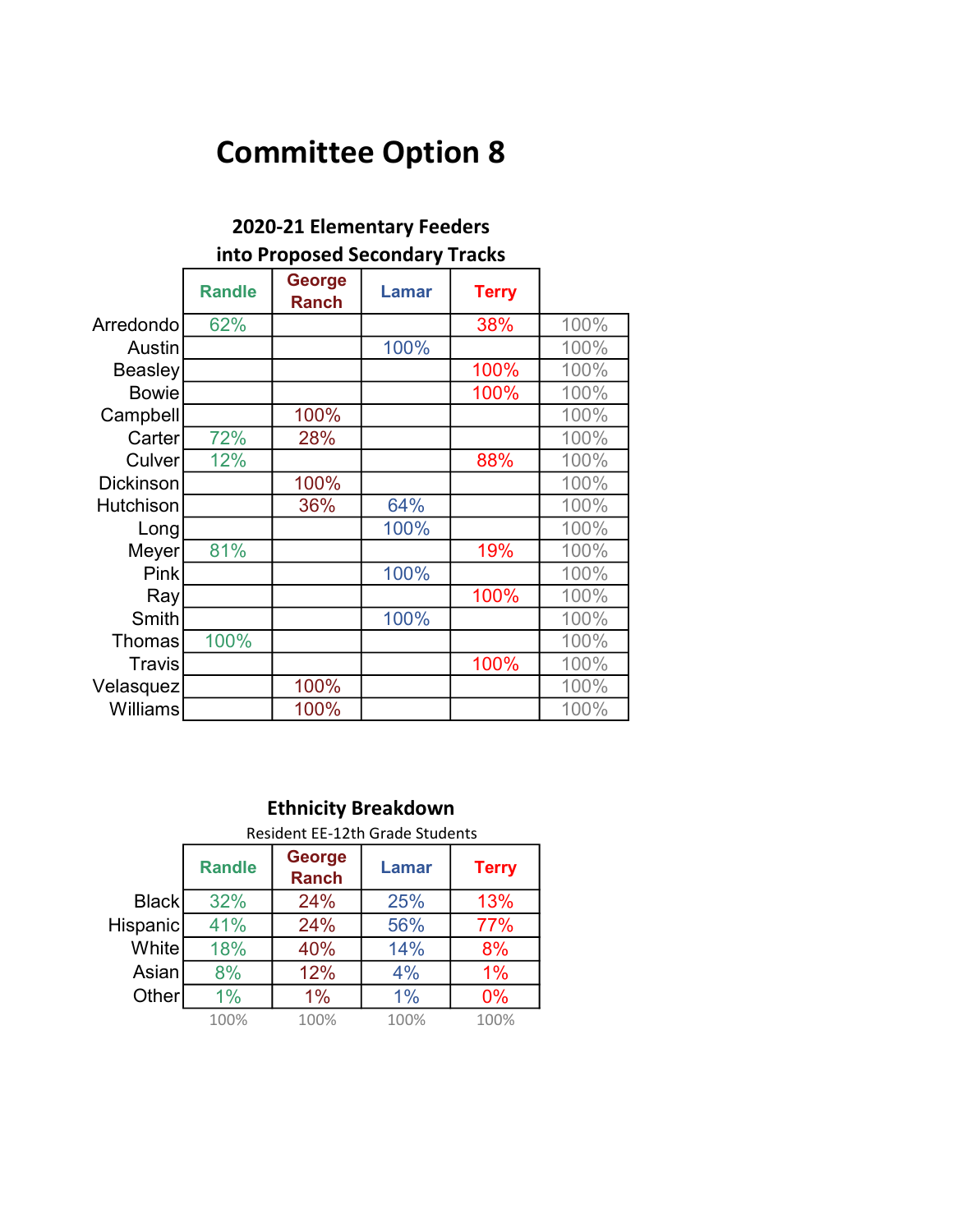# Committee Option 8

### 2020-21 Elementary Feeders into Proposed Secondary Tracks

| | Randle | George Ranch | Lamar | Terry | |
|---|---|---|---|---|---|
| Arredondo | 62% | | | 38% | 100% |
| Austin | | | 100% | | 100% |
| Beasley | | | | 100% | 100% |
| Bowie | | | | 100% | 100% |
| Campbell | | 100% | | | 100% |
| Carter | 72% | 28% | | | 100% |
| Culver | 12% | | | 88% | 100% |
| Dickinson | | 100% | | | 100% |
| Hutchison | | 36% | 64% | | 100% |
| Long | | | 100% | | 100% |
| Meyer | 81% | | | 19% | 100% |
| Pink | | | 100% | | 100% |
| Ray | | | | 100% | 100% |
| Smith | | | 100% | | 100% |
| Thomas | 100% | | | | 100% |
| Travis | | | | 100% | 100% |
| Velasquez | | 100% | | | 100% |
| Williams | | 100% | | | 100% |

### Ethnicity Breakdown

Resident EE-12th Grade Students

| | Randle | George Ranch | Lamar | Terry |
|---|---|---|---|---|
| Black | 32% | 24% | 25% | 13% |
| Hispanic | 41% | 24% | 56% | 77% |
| White | 18% | 40% | 14% | 8% |
| Asian | 8% | 12% | 4% | 1% |
| Other | 1% | 1% | 1% | 0% |
| | 100% | 100% | 100% | 100% |